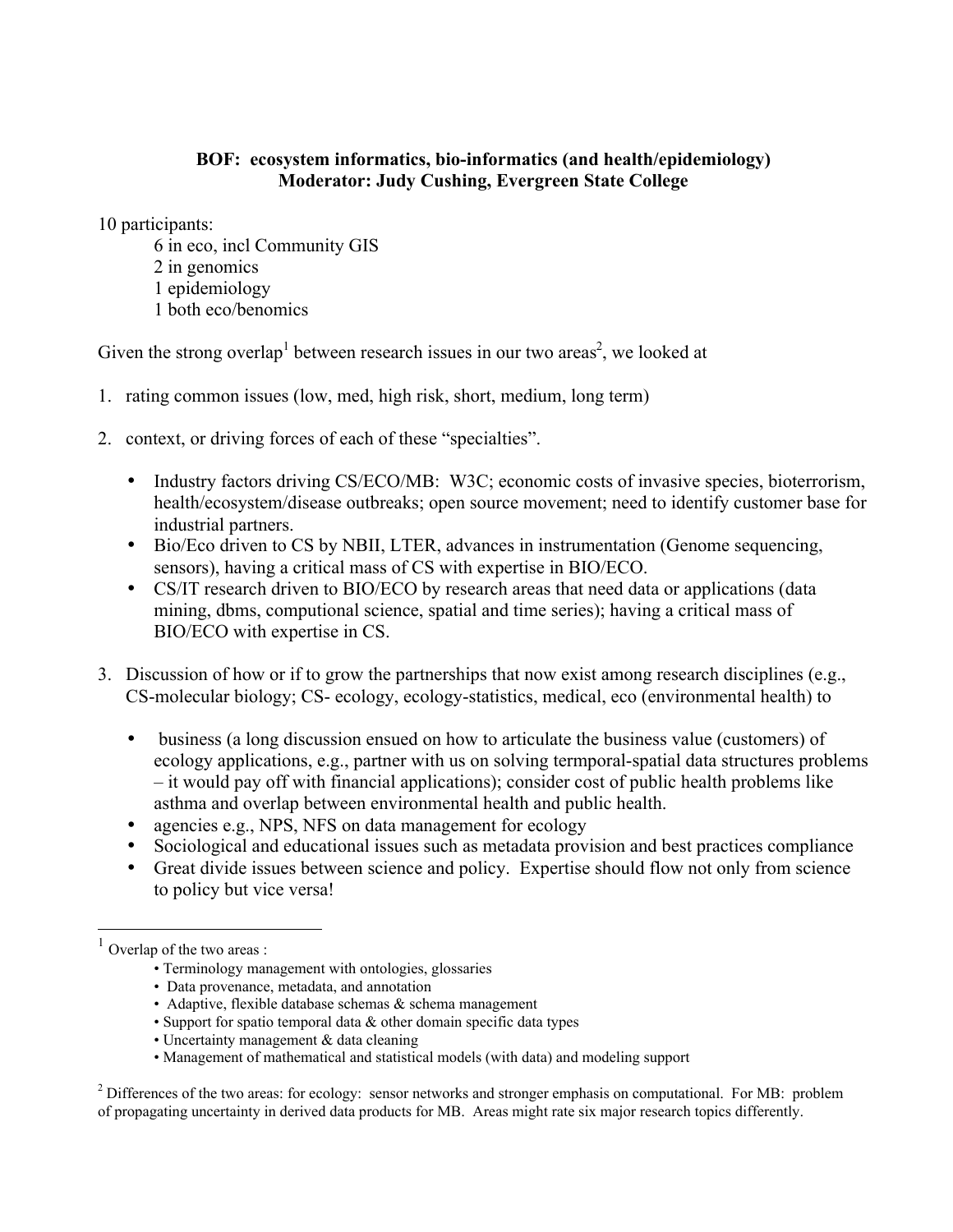**BOF: ecosystem informatics, bio-informatics (and health/epidemiology)**
**Moderator: Judy Cushing, Evergreen State College**

10 participants:

- 6 in eco, incl Community GIS
- 2 in genomics
- 1 epidemiology
- 1 both eco/benomics

Given the strong overlap[1] between research issues in our two areas[2], we looked at

1. rating common issues (low, med, high risk, short, medium, long term)

2. context, or driving forces of each of these "specialties".

   - Industry factors driving CS/ECO/MB: W3C; economic costs of invasive species, bioterrorism, health/ecosystem/disease outbreaks; open source movement; need to identify customer base for industrial partners.
   - Bio/Eco driven to CS by NBII, LTER, advances in instrumentation (Genome sequencing, sensors), having a critical mass of CS with expertise in BIO/ECO.
   - CS/IT research driven to BIO/ECO by research areas that need data or applications (data mining, dbms, computional science, spatial and time series); having a critical mass of BIO/ECO with expertise in CS.

3. Discussion of how or if to grow the partnerships that now exist among research disciplines (e.g., CS-molecular biology; CS- ecology, ecology-statistics, medical, eco (environmental health) to

   - business (a long discussion ensued on how to articulate the business value (customers) of ecology applications, e.g., partner with us on solving termporal-spatial data structures problems – it would pay off with financial applications); consider cost of public health problems like asthma and overlap between environmental health and public health.
   - agencies e.g., NPS, NFS on data management for ecology
   - Sociological and educational issues such as metadata provision and best practices compliance
   - Great divide issues between science and policy. Expertise should flow not only from science to policy but vice versa!

---

[1] Overlap of the two areas :

- Terminology management with ontologies, glossaries
- Data provenance, metadata, and annotation
- Adaptive, flexible database schemas & schema management
- Support for spatio temporal data & other domain specific data types
- Uncertainty management & data cleaning
- Management of mathematical and statistical models (with data) and modeling support

[2] Differences of the two areas: for ecology: sensor networks and stronger emphasis on computational. For MB: problem of propagating uncertainty in derived data products for MB. Areas might rate six major research topics differently.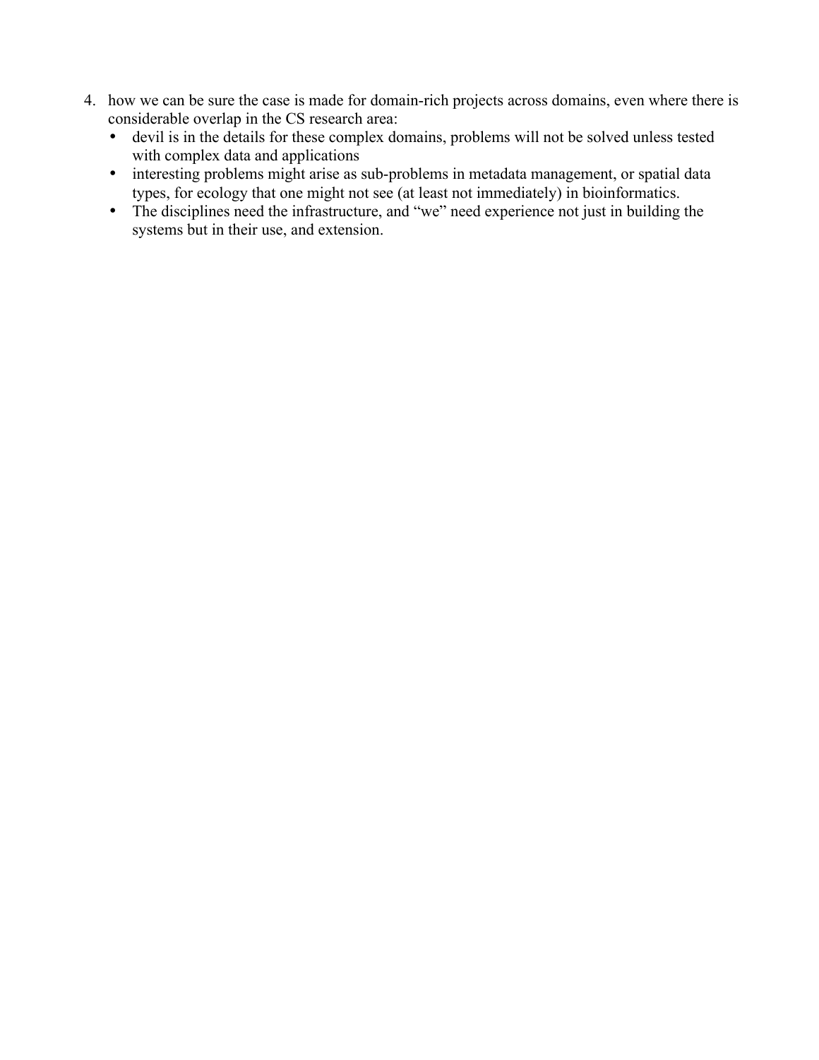4. how we can be sure the case is made for domain-rich projects across domains, even where there is considerable overlap in the CS research area:
   - devil is in the details for these complex domains, problems will not be solved unless tested with complex data and applications
   - interesting problems might arise as sub-problems in metadata management, or spatial data types, for ecology that one might not see (at least not immediately) in bioinformatics.
   - The disciplines need the infrastructure, and "we" need experience not just in building the systems but in their use, and extension.